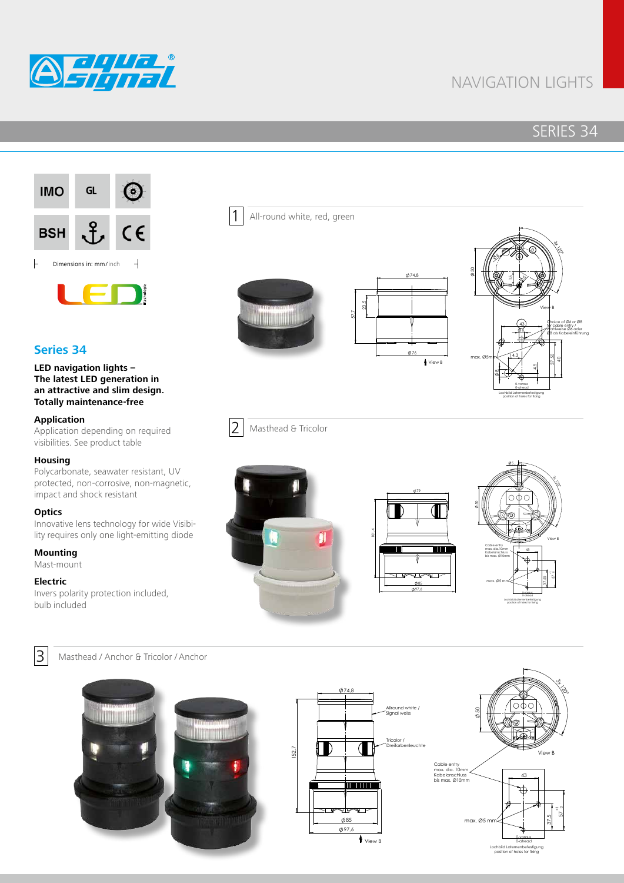# NAVIGATION LIGHTS

## SERIES 34

IMO | GL | BSH | CE

Dimensions in: mm/inch

## Series 34

**LED navigation lights – The latest LED generation in an attractive and slim design. Totally maintenance-free**

### Application
Application depending on required visibilities. See product table

### Housing
Polycarbonate, seawater resistant, UV protected, non-corrosive, non-magnetic, impact and shock resistant

### Optics
Innovative lens technology for wide Visibility requires only one light-emitting diode

### Mounting
Mast-mount

### Electric
Invers polarity protection included, bulb included

### 1 All-round white, red, green

Ø74,8 · 23,5 · 57,7 · Ø76 · View B · Ø50 · 3x 120° · 43 · Choice of Ø6 or Ø8 for cable entry / Wahlweise Ø6 oder Ø8 als Kabeleinführung · max. Ø5mm · 14,3 · 37,50 · 40 · 4,5 · 0-voraus / 0-ahead · Lochbild Laternenbefestigung / position of holes for fixing

### 2 Masthead & Tricolor

Ø79 · 101,4 · Ø85 · Ø97,6 · Ø50 · 3x 120° · View B · Cable entry max. dia. 10mm / Kabelanschluss bis max. Ø10mm · 43 · max. Ø5 mm · 37,50 · 57 · 0-voraus / 0-ahead · Lochbild Laternenbefestigung / position of holes for fixing

### 3 Masthead / Anchor & Tricolor / Anchor

Ø74,8 · Allround white / Signal weiss · Tricolor / Dreifarbenleuchte · 152,7 · Ø85 · Ø97,6 · View B · Ø50 · 3x 120° · Cable entry max. dia. 10mm / Kabelanschluss bis max. Ø10mm · 43 · max. Ø5 mm · 37,5 · 57 · 0-voraus / 0-ahead · Lochbild Laternenbefestigung / position of holes for fixing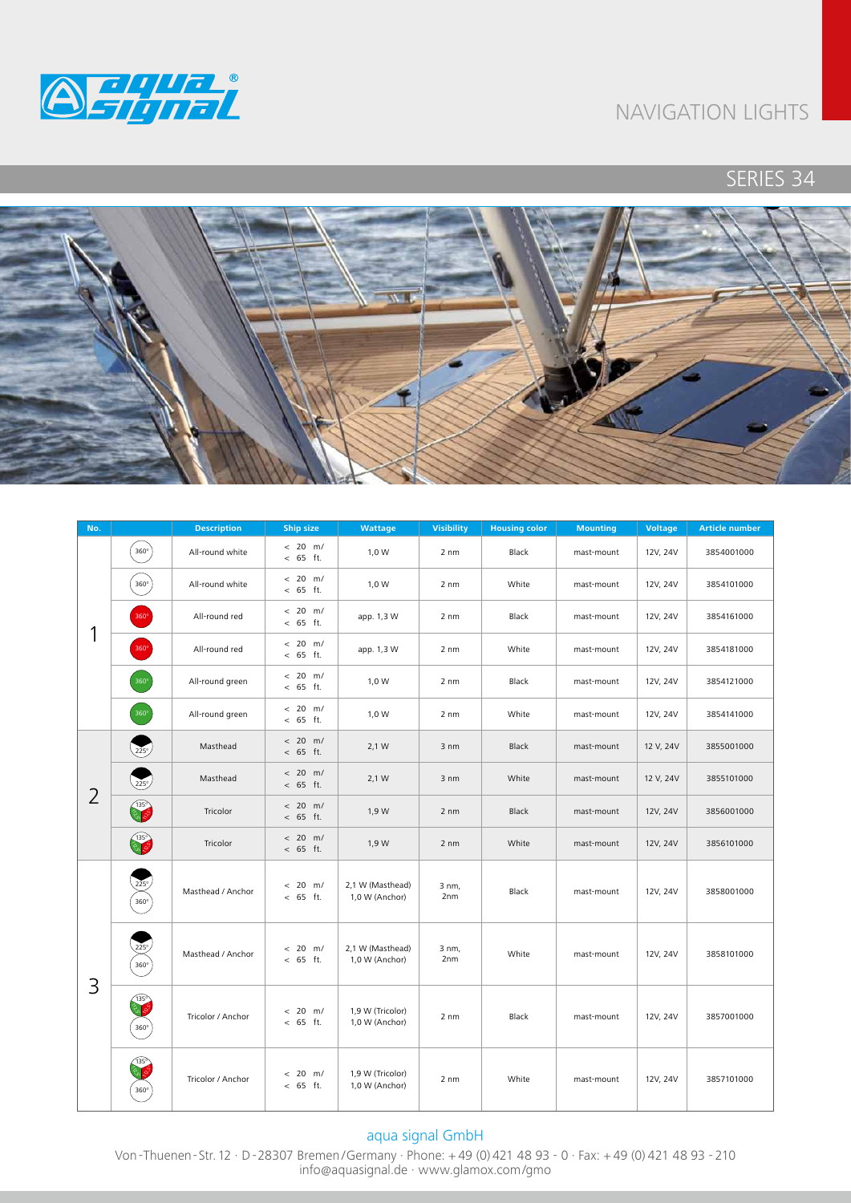NAVIGATION LIGHTS

## SERIES 34

| No. | | Description | Ship size | Wattage | Visibility | Housing color | Mounting | Voltage | Article number |
|---|---|---|---|---|---|---|---|---|---|
| 1 | 360° | All-round white | < 20 m/ < 65 ft. | 1,0 W | 2 nm | Black | mast-mount | 12V, 24V | 3854001000 |
| | 360° | All-round white | < 20 m/ < 65 ft. | 1,0 W | 2 nm | White | mast-mount | 12V, 24V | 3854101000 |
| | 360° | All-round red | < 20 m/ < 65 ft. | app. 1,3 W | 2 nm | Black | mast-mount | 12V, 24V | 3854161000 |
| | 360° | All-round red | < 20 m/ < 65 ft. | app. 1,3 W | 2 nm | White | mast-mount | 12V, 24V | 3854181000 |
| | 360° | All-round green | < 20 m/ < 65 ft. | 1,0 W | 2 nm | Black | mast-mount | 12V, 24V | 3854121000 |
| | 360° | All-round green | < 20 m/ < 65 ft. | 1,0 W | 2 nm | White | mast-mount | 12V, 24V | 3854141000 |
| 2 | 225° | Masthead | < 20 m/ < 65 ft. | 2,1 W | 3 nm | Black | mast-mount | 12 V, 24V | 3855001000 |
| | 225° | Masthead | < 20 m/ < 65 ft. | 2,1 W | 3 nm | White | mast-mount | 12 V, 24V | 3855101000 |
| | 135° | Tricolor | < 20 m/ < 65 ft. | 1,9 W | 2 nm | Black | mast-mount | 12V, 24V | 3856001000 |
| | 135° | Tricolor | < 20 m/ < 65 ft. | 1,9 W | 2 nm | White | mast-mount | 12V, 24V | 3856101000 |
| 3 | 225° 360° | Masthead / Anchor | < 20 m/ < 65 ft. | 2,1 W (Masthead) 1,0 W (Anchor) | 3 nm, 2nm | Black | mast-mount | 12V, 24V | 3858001000 |
| | 225° 360° | Masthead / Anchor | < 20 m/ < 65 ft. | 2,1 W (Masthead) 1,0 W (Anchor) | 3 nm, 2nm | White | mast-mount | 12V, 24V | 3858101000 |
| | 135° 360° | Tricolor / Anchor | < 20 m/ < 65 ft. | 1,9 W (Tricolor) 1,0 W (Anchor) | 2 nm | Black | mast-mount | 12V, 24V | 3857001000 |
| | 135° 360° | Tricolor / Anchor | < 20 m/ < 65 ft. | 1,9 W (Tricolor) 1,0 W (Anchor) | 2 nm | White | mast-mount | 12V, 24V | 3857101000 |

aqua signal GmbH

Von-Thuenen-Str. 12 · D-28307 Bremen/Germany · Phone: +49 (0) 421 48 93 - 0 · Fax: +49 (0) 421 48 93 - 210
info@aquasignal.de · www.glamox.com/gmo